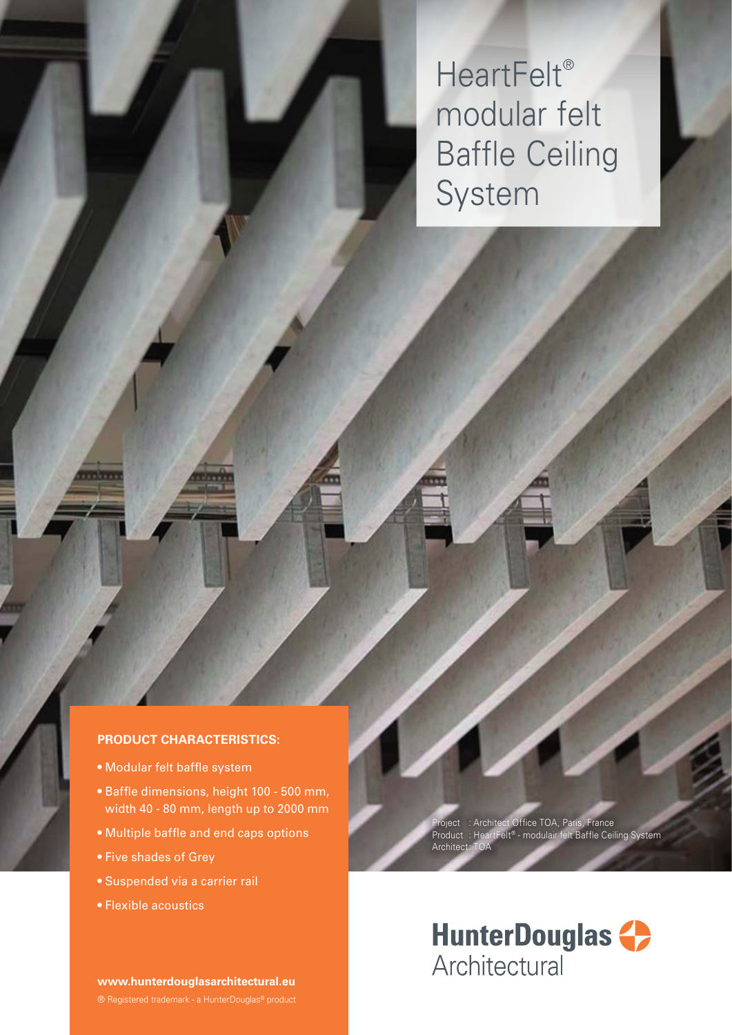# HeartFelt® modular felt Baffle Ceiling System

**PRODUCT CHARACTERISTICS:**

- Modular felt baffle system
- Baffle dimensions, height 100 - 500 mm, width 40 - 80 mm, length up to 2000 mm
- Multiple baffle and end caps options
- Five shades of Grey
- Suspended via a carrier rail
- Flexible acoustics

Project : Architect Office TOA, Paris, France
Product : HeartFelt® - modulair felt Baffle Ceiling System
Architect: TOA

**www.hunterdouglasarchitectural.eu**

® Registered trademark - a HunterDouglas® product

HunterDouglas Architectural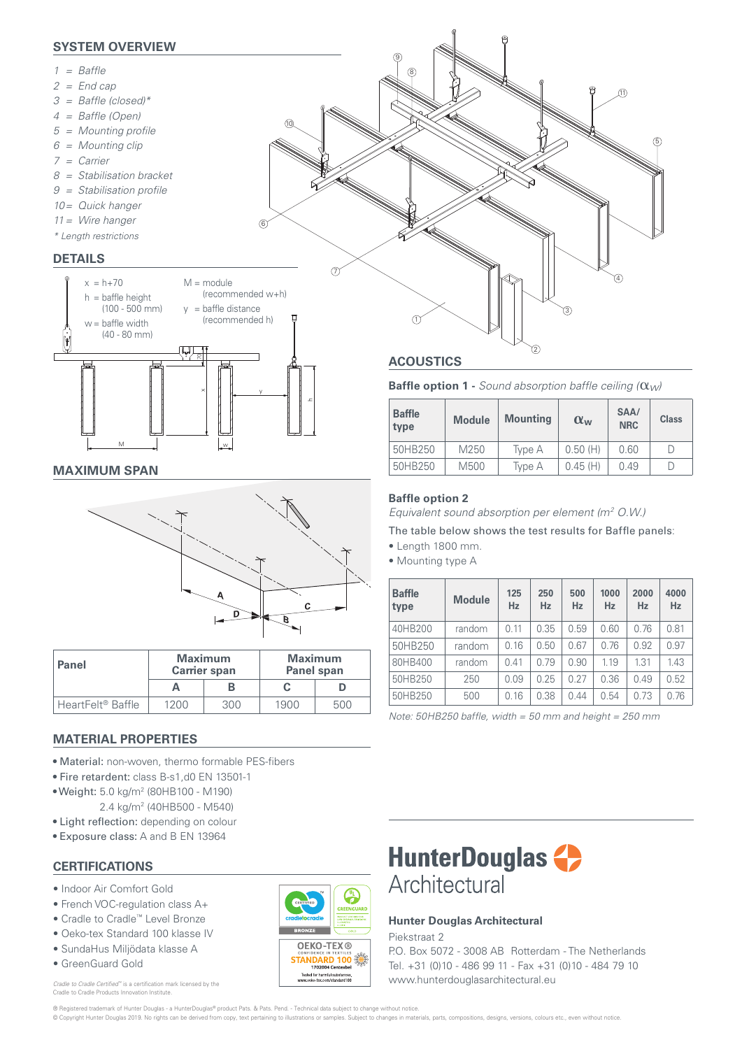## SYSTEM OVERVIEW

*1 = Baffle*
*2 = End cap*
*3 = Baffle (closed)**
*4 = Baffle (Open)*
*5 = Mounting profile*
*6 = Mounting clip*
*7 = Carrier*
*8 = Stabilisation bracket*
*9 = Stabilisation profile*
*10 = Quick hanger*
*11 = Wire hanger*
** Length restrictions*

## DETAILS

x = h+70
h = baffle height (100 - 500 mm)
w = baffle width (40 - 80 mm)
M = module (recommended w+h)
y = baffle distance (recommended h)

## MAXIMUM SPAN

| Panel | Maximum Carrier span | | Maximum Panel span | |
|---|---|---|---|---|
| | A | B | C | D |
| HeartFelt® Baffle | 1200 | 300 | 1900 | 500 |

## ACOUSTICS

**Baffle option 1 -** *Sound absorption baffle ceiling ($\alpha_W$)*

| Baffle type | Module | Mounting | $\alpha_W$ | SAA/ NRC | Class |
|---|---|---|---|---|---|
| 50HB250 | M250 | Type A | 0.50 (H) | 0.60 | D |
| 50HB250 | M500 | Type A | 0.45 (H) | 0.49 | D |

**Baffle option 2**

*Equivalent sound absorption per element (m² O.W.)*

The table below shows the test results for Baffle panels:

- Length 1800 mm.
- Mounting type A

| Baffle type | Module | 125 Hz | 250 Hz | 500 Hz | 1000 Hz | 2000 Hz | 4000 Hz |
|---|---|---|---|---|---|---|---|
| 40HB200 | random | 0.11 | 0.35 | 0.59 | 0.60 | 0.76 | 0.81 |
| 50HB250 | random | 0.16 | 0.50 | 0.67 | 0.76 | 0.92 | 0.97 |
| 80HB400 | random | 0.41 | 0.79 | 0.90 | 1.19 | 1.31 | 1.43 |
| 50HB250 | 250 | 0.09 | 0.25 | 0.27 | 0.36 | 0.49 | 0.52 |
| 50HB250 | 500 | 0.16 | 0.38 | 0.44 | 0.54 | 0.73 | 0.76 |

*Note: 50HB250 baffle, width = 50 mm and height = 250 mm*

## MATERIAL PROPERTIES

- Material: non-woven, thermo formable PES-fibers
- Fire retardent: class B-s1,d0 EN 13501-1
- Weight: 5.0 kg/m² (80HB100 - M190)
  2.4 kg/m² (40HB500 - M540)
- Light reflection: depending on colour
- Exposure class: A and B EN 13964

## CERTIFICATIONS

- Indoor Air Comfort Gold
- French VOC-regulation class A+
- Cradle to Cradle™ Level Bronze
- Oeko-tex Standard 100 klasse IV
- SundaHus Miljödata klasse A
- GreenGuard Gold

*Cradle to Cradle Certified™ is a certification mark licensed by the Cradle to Cradle Products Innovation Institute.*

HunterDouglas Architectural

**Hunter Douglas Architectural**
Piekstraat 2
P.O. Box 5072 - 3008 AB Rotterdam - The Netherlands
Tel. +31 (0)10 - 486 99 11 - Fax +31 (0)10 - 484 79 10
www.hunterdouglasarchitectural.eu

® Registered trademark of Hunter Douglas - a HunterDouglas® product Pats. & Pats. Pend. - Technical data subject to change without notice.
© Copyright Hunter Douglas 2019. No rights can be derived from copy, text pertaining to illustrations or samples. Subject to changes in materials, parts, compositions, designs, versions, colours etc., even without notice.